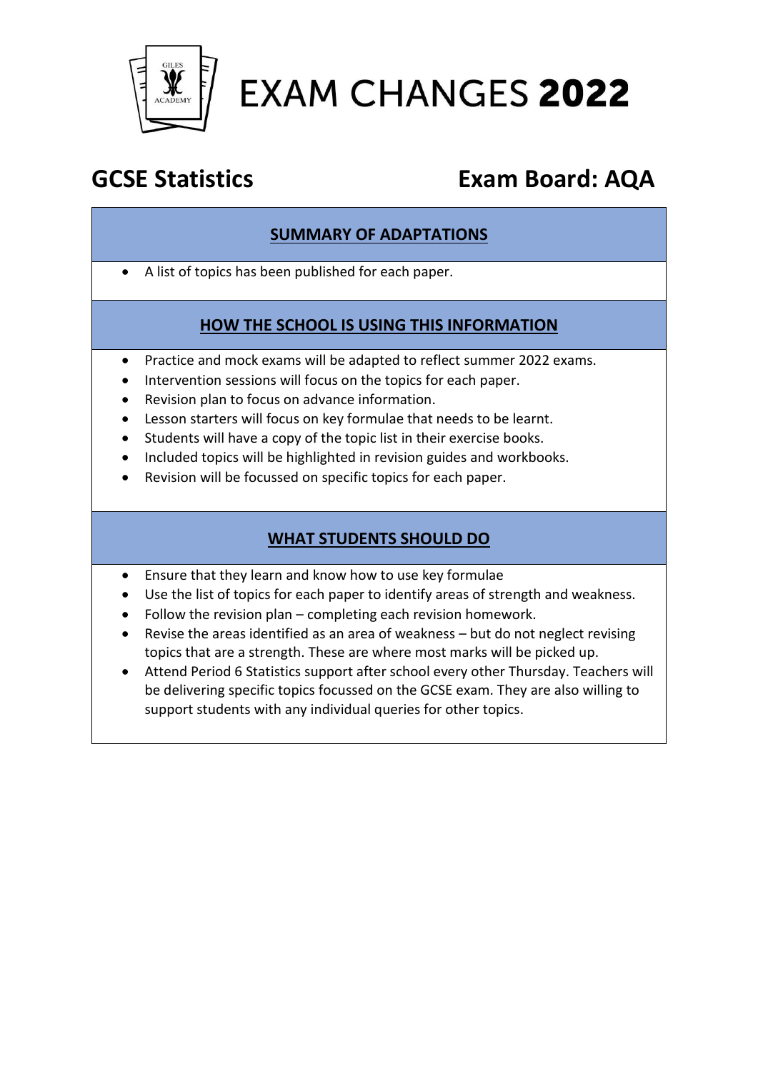# EXAM CHANGES **2022**

## GCSE Statistics

## Exam Board: AQA

### SUMMARY OF ADAPTATIONS

- A list of topics has been published for each paper.

### HOW THE SCHOOL IS USING THIS INFORMATION

- Practice and mock exams will be adapted to reflect summer 2022 exams.
- Intervention sessions will focus on the topics for each paper.
- Revision plan to focus on advance information.
- Lesson starters will focus on key formulae that needs to be learnt.
- Students will have a copy of the topic list in their exercise books.
- Included topics will be highlighted in revision guides and workbooks.
- Revision will be focussed on specific topics for each paper.

### WHAT STUDENTS SHOULD DO

- Ensure that they learn and know how to use key formulae
- Use the list of topics for each paper to identify areas of strength and weakness.
- Follow the revision plan – completing each revision homework.
- Revise the areas identified as an area of weakness – but do not neglect revising topics that are a strength. These are where most marks will be picked up.
- Attend Period 6 Statistics support after school every other Thursday. Teachers will be delivering specific topics focussed on the GCSE exam. They are also willing to support students with any individual queries for other topics.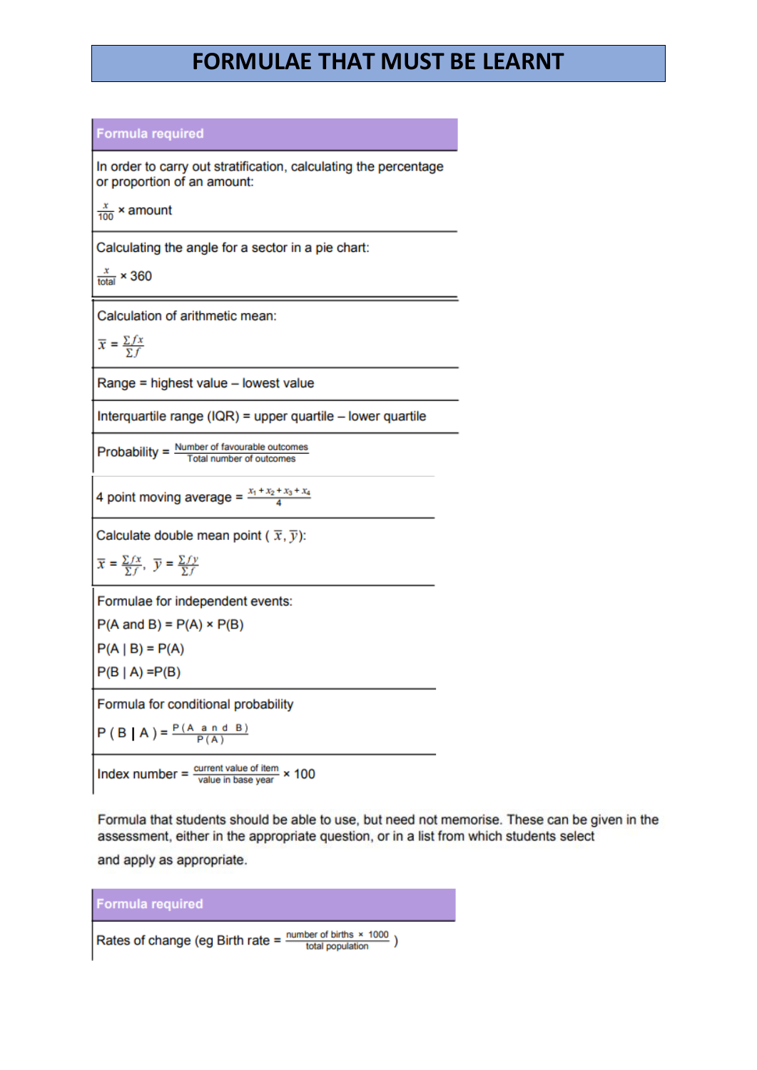# FORMULAE THAT MUST BE LEARNT

| Formula required |
|---|
| In order to carry out stratification, calculating the percentage or proportion of an amount: $\frac{x}{100} \times \text{amount}$ |
| Calculating the angle for a sector in a pie chart: $\frac{x}{\text{total}} \times 360$ |
| Calculation of arithmetic mean: $\overline{x} = \frac{\Sigma f x}{\Sigma f}$ |
| Range = highest value – lowest value |
| Interquartile range (IQR) = upper quartile – lower quartile |
| Probability = $\frac{\text{Number of favourable outcomes}}{\text{Total number of outcomes}}$ |
| 4 point moving average = $\frac{x_1 + x_2 + x_3 + x_4}{4}$ |
| Calculate double mean point ( $\overline{x}, \overline{y}$): $\overline{x} = \frac{\Sigma f x}{\Sigma f}$, $\overline{y} = \frac{\Sigma f y}{\Sigma f}$ |
| Formulae for independent events: P(A and B) = P(A) × P(B); P(A \| B) = P(A); P(B \| A) =P(B) |
| Formula for conditional probability: P ( B \| A ) = $\frac{\text{P(A and B)}}{\text{P(A)}}$ |
| Index number = $\frac{\text{current value of item}}{\text{value in base year}} \times 100$ |

Formula that students should be able to use, but need not memorise. These can be given in the assessment, either in the appropriate question, or in a list from which students select and apply as appropriate.

| Formula required |
|---|
| Rates of change (eg Birth rate = $\frac{\text{number of births} \times 1000}{\text{total population}}$ ) |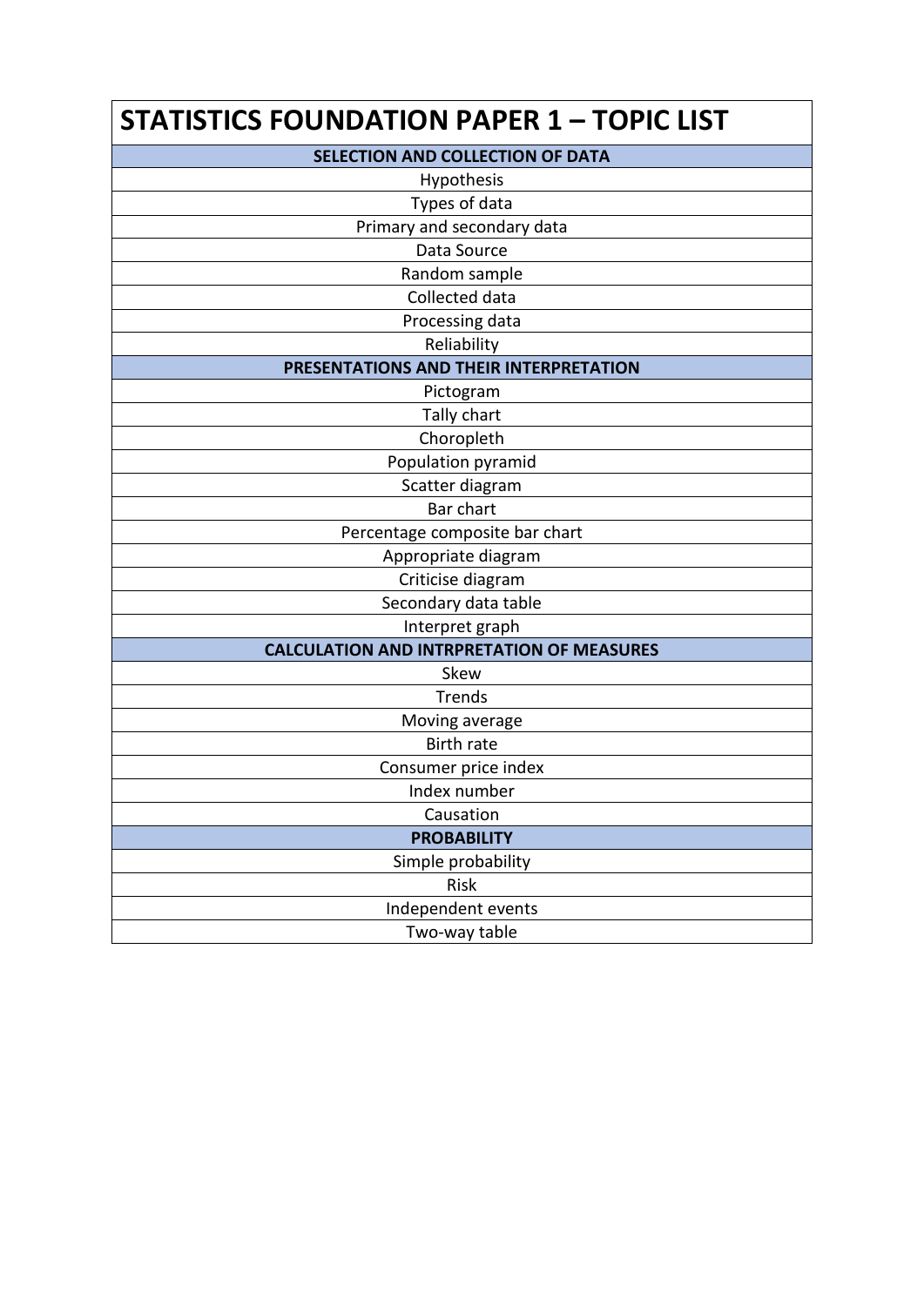# STATISTICS FOUNDATION PAPER 1 – TOPIC LIST

| SELECTION AND COLLECTION OF DATA |
|---|
| Hypothesis |
| Types of data |
| Primary and secondary data |
| Data Source |
| Random sample |
| Collected data |
| Processing data |
| Reliability |
| **PRESENTATIONS AND THEIR INTERPRETATION** |
| Pictogram |
| Tally chart |
| Choropleth |
| Population pyramid |
| Scatter diagram |
| Bar chart |
| Percentage composite bar chart |
| Appropriate diagram |
| Criticise diagram |
| Secondary data table |
| Interpret graph |
| **CALCULATION AND INTRPRETATION OF MEASURES** |
| Skew |
| Trends |
| Moving average |
| Birth rate |
| Consumer price index |
| Index number |
| Causation |
| **PROBABILITY** |
| Simple probability |
| Risk |
| Independent events |
| Two-way table |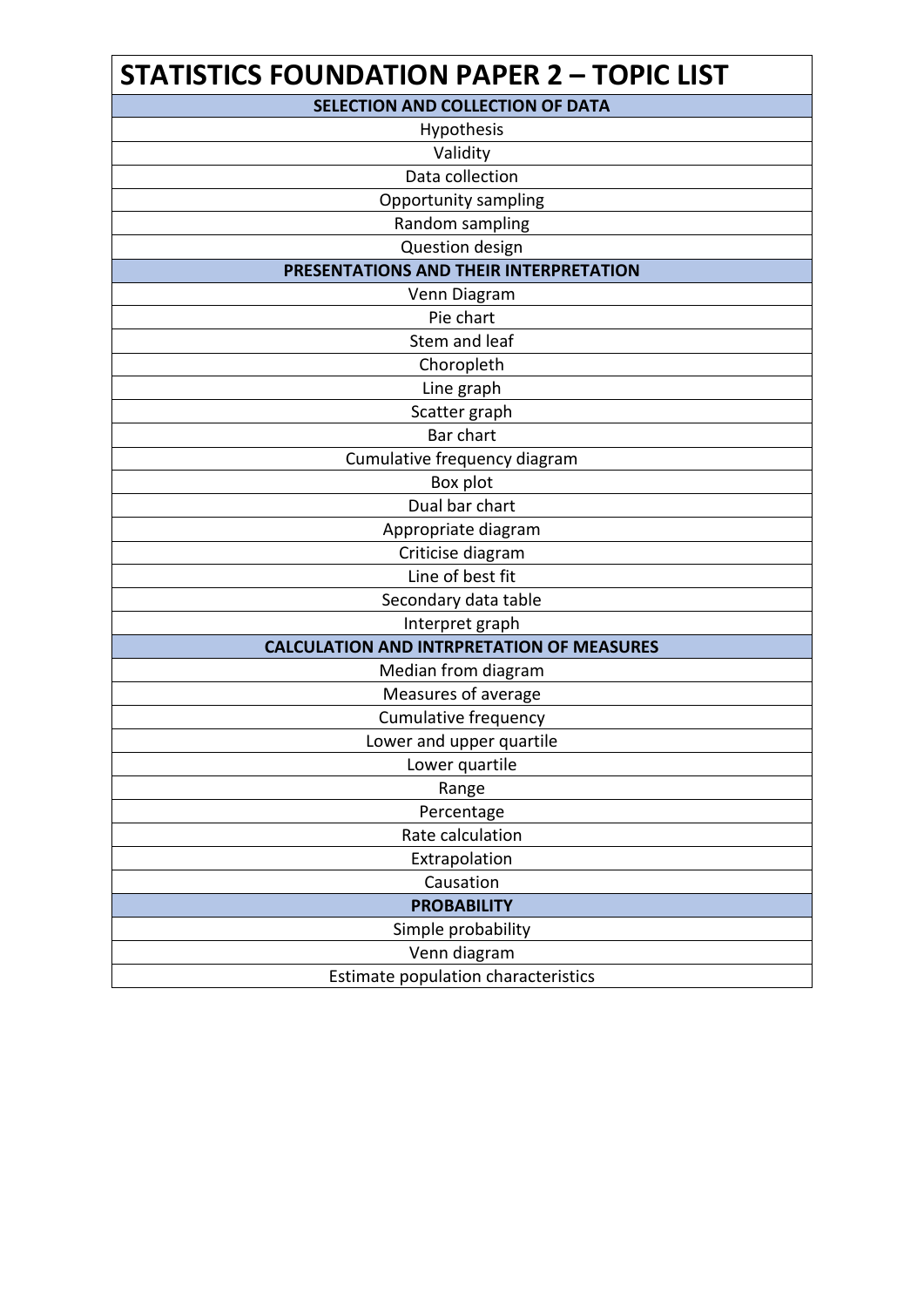# STATISTICS FOUNDATION PAPER 2 – TOPIC LIST

| **SELECTION AND COLLECTION OF DATA** |
|---|
| Hypothesis |
| Validity |
| Data collection |
| Opportunity sampling |
| Random sampling |
| Question design |
| **PRESENTATIONS AND THEIR INTERPRETATION** |
| Venn Diagram |
| Pie chart |
| Stem and leaf |
| Choropleth |
| Line graph |
| Scatter graph |
| Bar chart |
| Cumulative frequency diagram |
| Box plot |
| Dual bar chart |
| Appropriate diagram |
| Criticise diagram |
| Line of best fit |
| Secondary data table |
| Interpret graph |
| **CALCULATION AND INTRPRETATION OF MEASURES** |
| Median from diagram |
| Measures of average |
| Cumulative frequency |
| Lower and upper quartile |
| Lower quartile |
| Range |
| Percentage |
| Rate calculation |
| Extrapolation |
| Causation |
| **PROBABILITY** |
| Simple probability |
| Venn diagram |
| Estimate population characteristics |